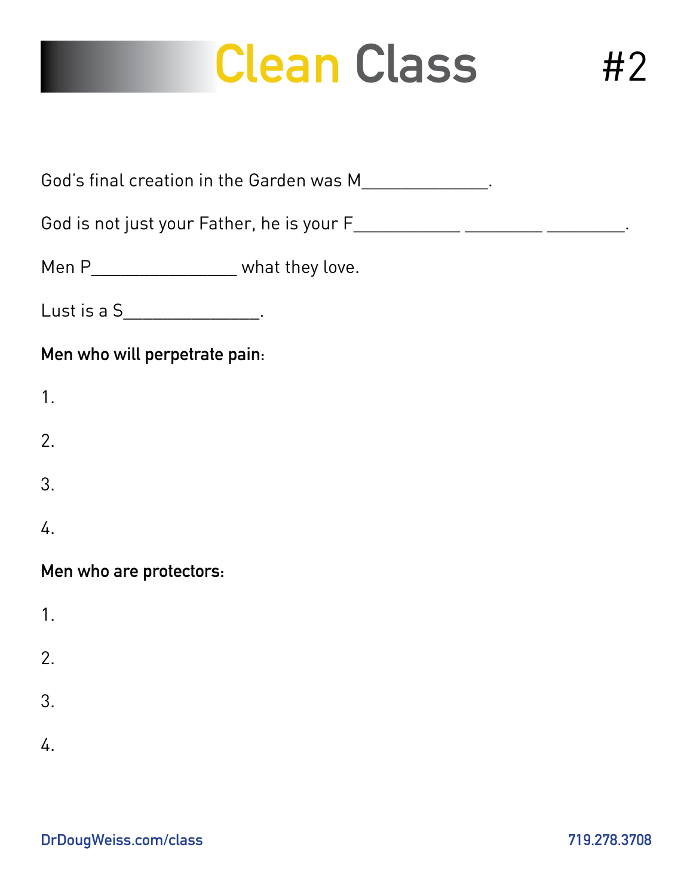# Clean Class #2

God's final creation in the Garden was M______________.

God is not just your Father, he is your F____________ _________ _________.

Men P________________ what they love.

Lust is a S_______________.

**Men who will perpetrate pain:**

1.

2.

3.

4.

**Men who are protectors:**

1.

2.

3.

4.

DrDougWeiss.com/class

719.278.3708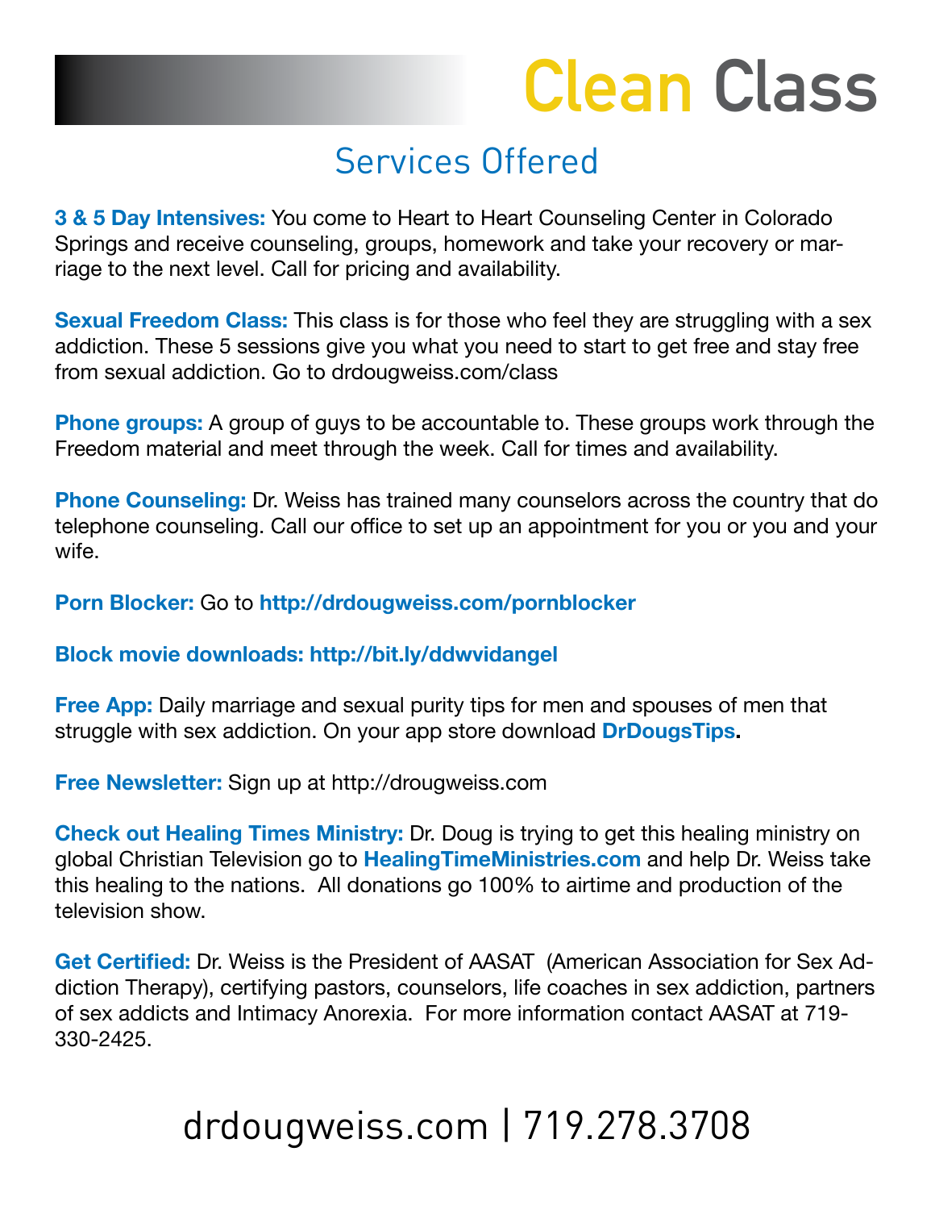# Clean Class

## Services Offered

**3 & 5 Day Intensives:** You come to Heart to Heart Counseling Center in Colorado Springs and receive counseling, groups, homework and take your recovery or marriage to the next level. Call for pricing and availability.

**Sexual Freedom Class:** This class is for those who feel they are struggling with a sex addiction. These 5 sessions give you what you need to start to get free and stay free from sexual addiction. Go to drdougweiss.com/class

**Phone groups:** A group of guys to be accountable to. These groups work through the Freedom material and meet through the week. Call for times and availability.

**Phone Counseling:** Dr. Weiss has trained many counselors across the country that do telephone counseling. Call our office to set up an appointment for you or you and your wife.

**Porn Blocker:** Go to **http://drdougweiss.com/pornblocker**

**Block movie downloads: http://bit.ly/ddwvidangel**

**Free App:** Daily marriage and sexual purity tips for men and spouses of men that struggle with sex addiction. On your app store download **DrDougsTips.**

**Free Newsletter:** Sign up at http://drougweiss.com

**Check out Healing Times Ministry:** Dr. Doug is trying to get this healing ministry on global Christian Television go to **HealingTimeMinistries.com** and help Dr. Weiss take this healing to the nations. All donations go 100% to airtime and production of the television show.

**Get Certified:** Dr. Weiss is the President of AASAT (American Association for Sex Addiction Therapy), certifying pastors, counselors, life coaches in sex addiction, partners of sex addicts and Intimacy Anorexia. For more information contact AASAT at 719-330-2425.

drdougweiss.com | 719.278.3708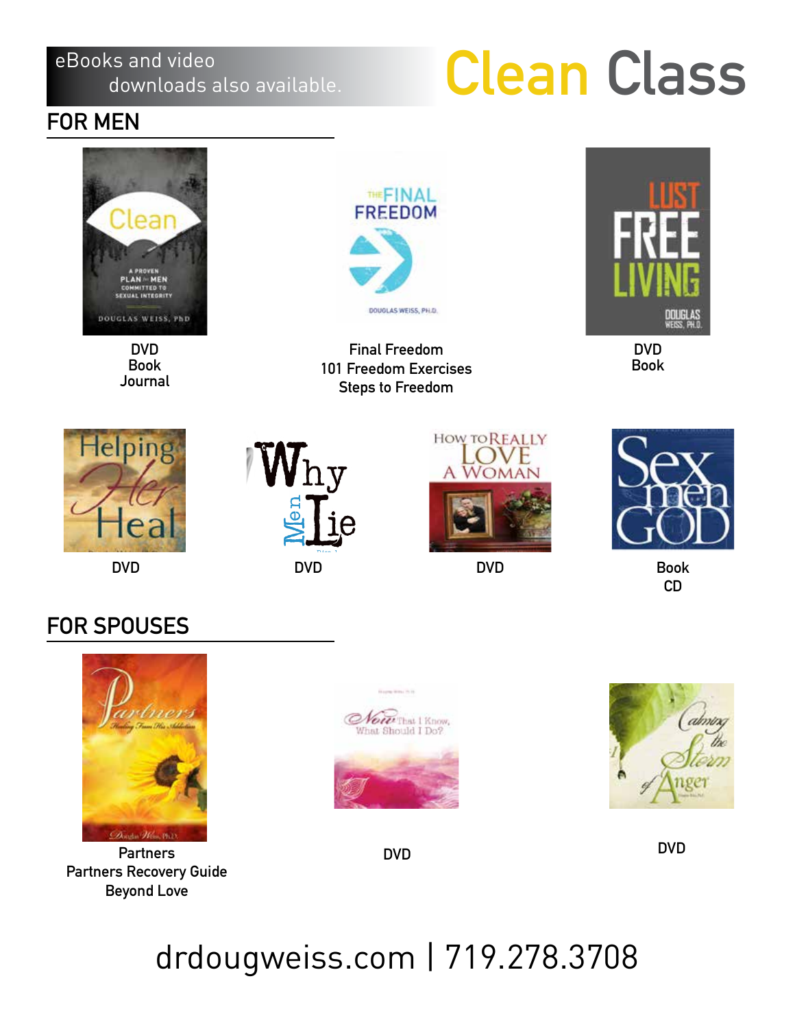eBooks and video downloads also available.

# Clean Class

## FOR MEN

DVD
Book
Journal

Final Freedom
101 Freedom Exercises
Steps to Freedom

DVD
Book

DVD

DVD

DVD

Book
CD

## FOR SPOUSES

Partners
Partners Recovery Guide
Beyond Love

DVD

DVD

drdougweiss.com | 719.278.3708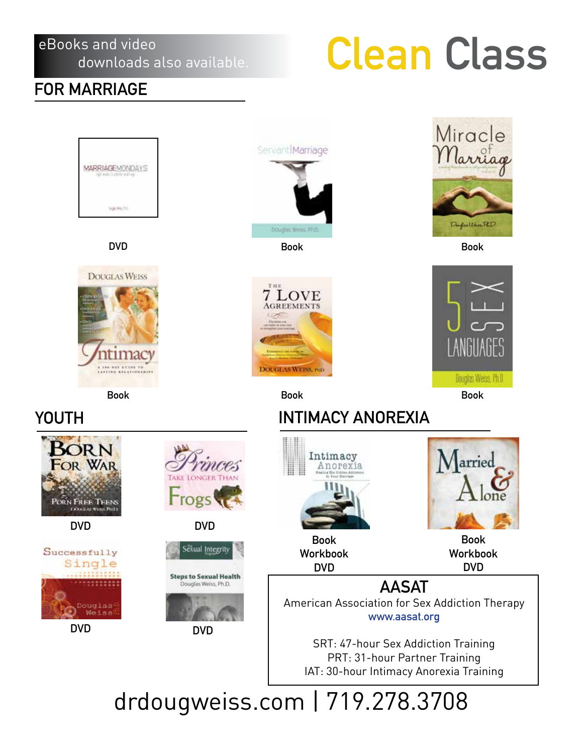eBooks and video downloads also available.

# Clean Class

## FOR MARRIAGE

DVD

Book

Book

Book

Book

Book

## YOUTH

DVD

DVD

DVD

DVD

## INTIMACY ANOREXIA

Book
Workbook
DVD

Book
Workbook
DVD

**AASAT**

American Association for Sex Addiction Therapy
www.aasat.org

SRT: 47-hour Sex Addiction Training
PRT: 31-hour Partner Training
IAT: 30-hour Intimacy Anorexia Training

drdougweiss.com | 719.278.3708